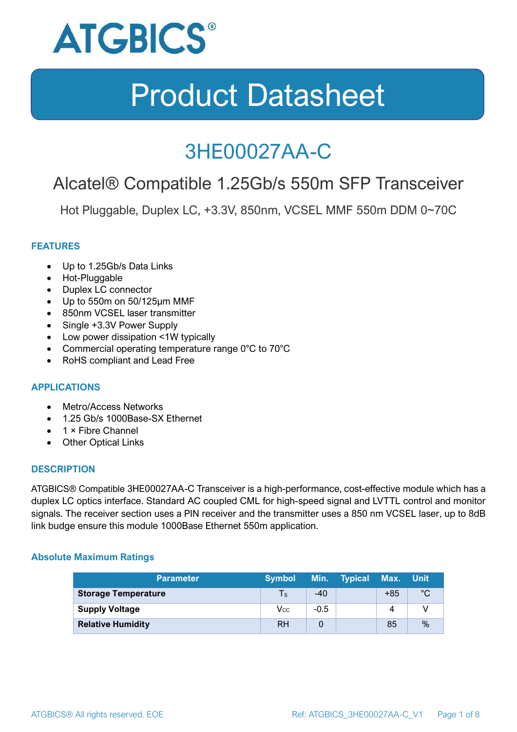ATGBICS®

# Product Datasheet

## 3HE00027AA-C

### Alcatel® Compatible 1.25Gb/s 550m SFP Transceiver

Hot Pluggable, Duplex LC, +3.3V, 850nm, VCSEL MMF 550m DDM 0~70C

#### FEATURES

- Up to 1.25Gb/s Data Links
- Hot-Pluggable
- Duplex LC connector
- Up to 550m on 50/125μm MMF
- 850nm VCSEL laser transmitter
- Single +3.3V Power Supply
- Low power dissipation <1W typically
- Commercial operating temperature range 0°C to 70°C
- RoHS compliant and Lead Free

#### APPLICATIONS

- Metro/Access Networks
- 1.25 Gb/s 1000Base-SX Ethernet
- 1 × Fibre Channel
- Other Optical Links

#### DESCRIPTION

ATGBICS® Compatible 3HE00027AA-C Transceiver is a high-performance, cost-effective module which has a duplex LC optics interface. Standard AC coupled CML for high-speed signal and LVTTL control and monitor signals. The receiver section uses a PIN receiver and the transmitter uses a 850 nm VCSEL laser, up to 8dB link budge ensure this module 1000Base Ethernet 550m application.

#### Absolute Maximum Ratings

| Parameter | Symbol | Min. | Typical | Max. | Unit |
|---|---|---|---|---|---|
| **Storage Temperature** | $T_S$ | -40 | | +85 | °C |
| **Supply Voltage** | $V_{CC}$ | -0.5 | | 4 | V |
| **Relative Humidity** | RH | 0 | | 85 | % |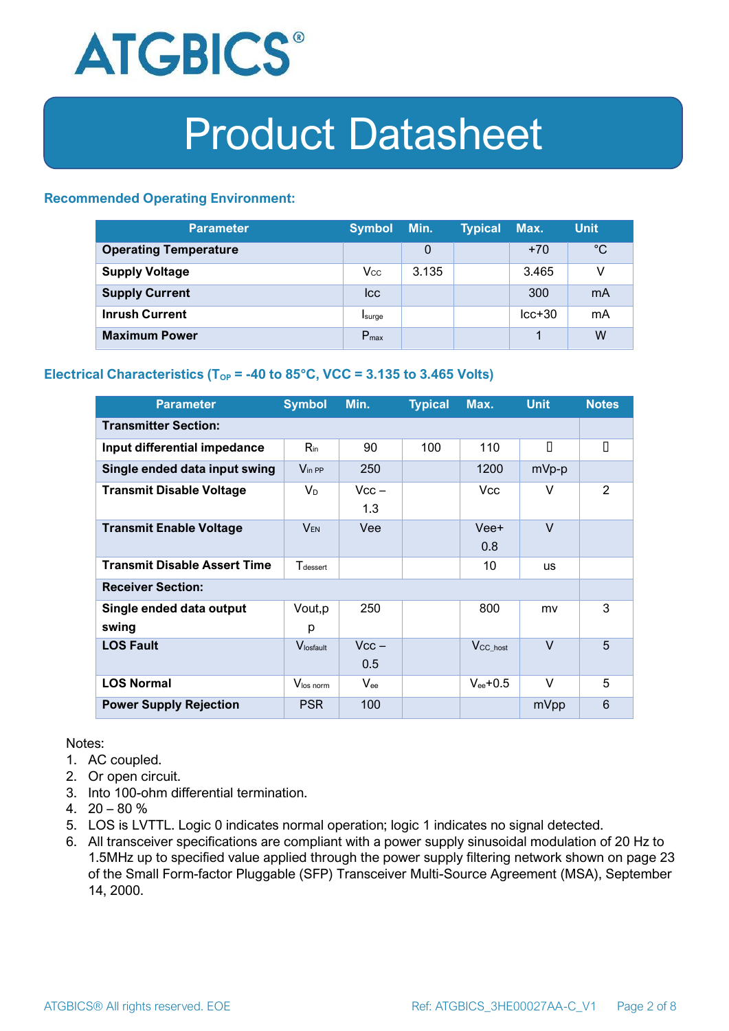# Product Datasheet

### Recommended Operating Environment:

| Parameter | Symbol | Min. | Typical | Max. | Unit |
|---|---|---|---|---|---|
| **Operating Temperature** | | 0 | | +70 | °C |
| **Supply Voltage** | Vcc | 3.135 | | 3.465 | V |
| **Supply Current** | Icc | | | 300 | mA |
| **Inrush Current** | $I_{surge}$ | | | Icc+30 | mA |
| **Maximum Power** | $P_{max}$ | | | 1 | W |

### Electrical Characteristics ($T_{OP}$ = -40 to 85°C, VCC = 3.135 to 3.465 Volts)

| Parameter | Symbol | Min. | Typical | Max. | Unit | Notes |
|---|---|---|---|---|---|---|
| **Transmitter Section:** | | | | | | |
| **Input differential impedance** | $R_{in}$ | 90 | 100 | 110 | | |
| **Single ended data input swing** | $V_{in\ PP}$ | 250 | | 1200 | mVp-p | |
| **Transmit Disable Voltage** | $V_D$ | Vcc – 1.3 | | Vcc | V | 2 |
| **Transmit Enable Voltage** | $V_{EN}$ | Vee | | Vee+ 0.8 | V | |
| **Transmit Disable Assert Time** | $T_{dessert}$ | | | 10 | us | |
| **Receiver Section:** | | | | | | |
| **Single ended data output swing** | Vout,p p | 250 | | 800 | mv | 3 |
| **LOS Fault** | $V_{losfault}$ | Vcc – 0.5 | | $V_{CC\_host}$ | V | 5 |
| **LOS Normal** | $V_{los\ norm}$ | $V_{ee}$ | | $V_{ee}$+0.5 | V | 5 |
| **Power Supply Rejection** | PSR | 100 | | | mVpp | 6 |

Notes:

1. AC coupled.
2. Or open circuit.
3. Into 100-ohm differential termination.
4. 20 – 80 %
5. LOS is LVTTL. Logic 0 indicates normal operation; logic 1 indicates no signal detected.
6. All transceiver specifications are compliant with a power supply sinusoidal modulation of 20 Hz to 1.5MHz up to specified value applied through the power supply filtering network shown on page 23 of the Small Form-factor Pluggable (SFP) Transceiver Multi-Source Agreement (MSA), September 14, 2000.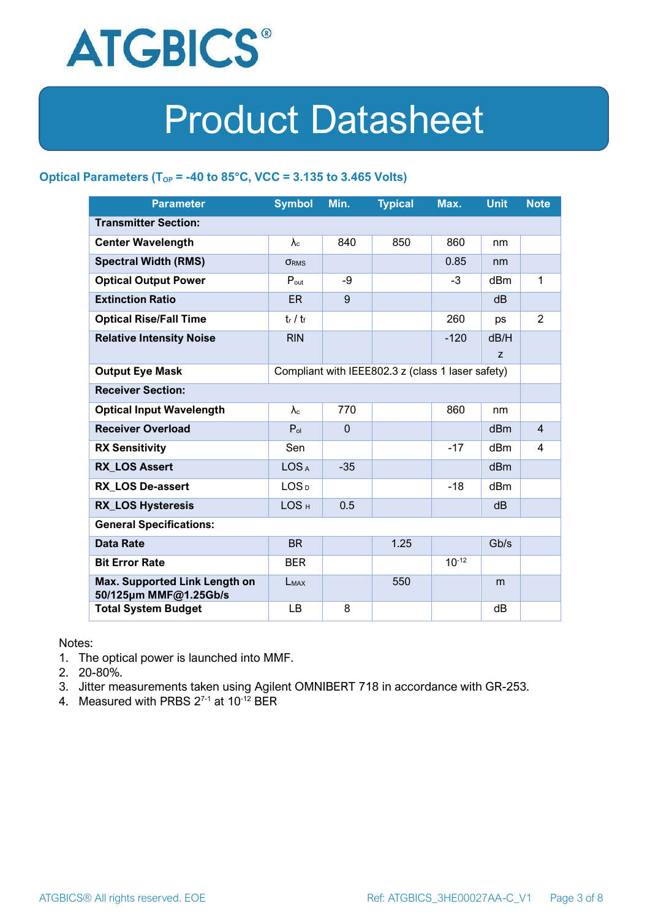# Product Datasheet

### Optical Parameters ($T_{OP}$ = -40 to 85°C, VCC = 3.135 to 3.465 Volts)

| Parameter | Symbol | Min. | Typical | Max. | Unit | Note |
|---|---|---|---|---|---|---|
| **Transmitter Section:** | | | | | | |
| **Center Wavelength** | $\lambda_c$ | 840 | 850 | 860 | nm | |
| **Spectral Width (RMS)** | $\sigma_{RMS}$ | | | 0.85 | nm | |
| **Optical Output Power** | $P_{out}$ | -9 | | -3 | dBm | 1 |
| **Extinction Ratio** | ER | 9 | | | dB | |
| **Optical Rise/Fall Time** | $t_r$ / $t_f$ | | | 260 | ps | 2 |
| **Relative Intensity Noise** | RIN | | | -120 | dB/Hz | |
| **Output Eye Mask** | Compliant with IEEE802.3 z (class 1 laser safety) | | | | | |
| **Receiver Section:** | | | | | | |
| **Optical Input Wavelength** | $\lambda_c$ | 770 | | 860 | nm | |
| **Receiver Overload** | $P_{ol}$ | 0 | | | dBm | 4 |
| **RX Sensitivity** | Sen | | | -17 | dBm | 4 |
| **RX_LOS Assert** | $LOS_A$ | -35 | | | dBm | |
| **RX_LOS De-assert** | $LOS_D$ | | | -18 | dBm | |
| **RX_LOS Hysteresis** | $LOS_H$ | 0.5 | | | dB | |
| **General Specifications:** | | | | | | |
| **Data Rate** | BR | | 1.25 | | Gb/s | |
| **Bit Error Rate** | BER | | | $10^{-12}$ | | |
| **Max. Supported Link Length on 50/125µm MMF@1.25Gb/s** | $L_{MAX}$ | | 550 | | m | |
| **Total System Budget** | LB | 8 | | | dB | |

Notes:

1. The optical power is launched into MMF.
2. 20-80%.
3. Jitter measurements taken using Agilent OMNIBERT 718 in accordance with GR-253.
4. Measured with PRBS $2^{7-1}$ at $10^{-12}$ BER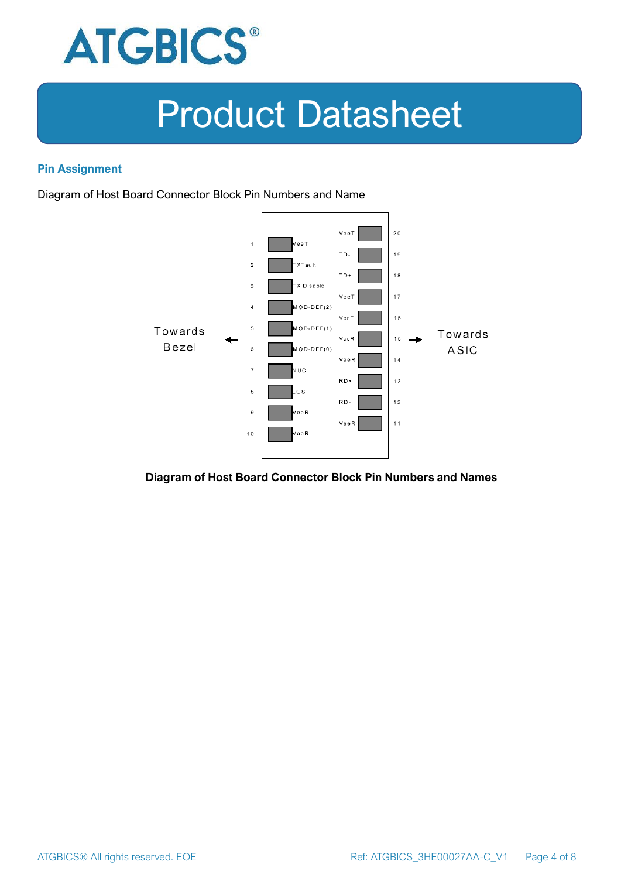## Pin Assignment

Diagram of Host Board Connector Block Pin Numbers and Name

| Pin | Name | Name | Pin |
|---|---|---|---|
| | | VeeT | 20 |
| 1 | VeeT | TD- | 19 |
| 2 | TXFault | TD+ | 18 |
| 3 | TX Disable | VeeT | 17 |
| 4 | MOD-DEF(2) | VccT | 16 |
| 5 | MOD-DEF(1) | VccR | 15 |
| 6 | MOD-DEF(0) | VeeR | 14 |
| 7 | NUC | RD+ | 13 |
| 8 | LOS | RD- | 12 |
| 9 | VeeR | VeeR | 11 |
| 10 | VeeR | | |

Towards Bezel ← | → Towards ASIC

**Diagram of Host Board Connector Block Pin Numbers and Names**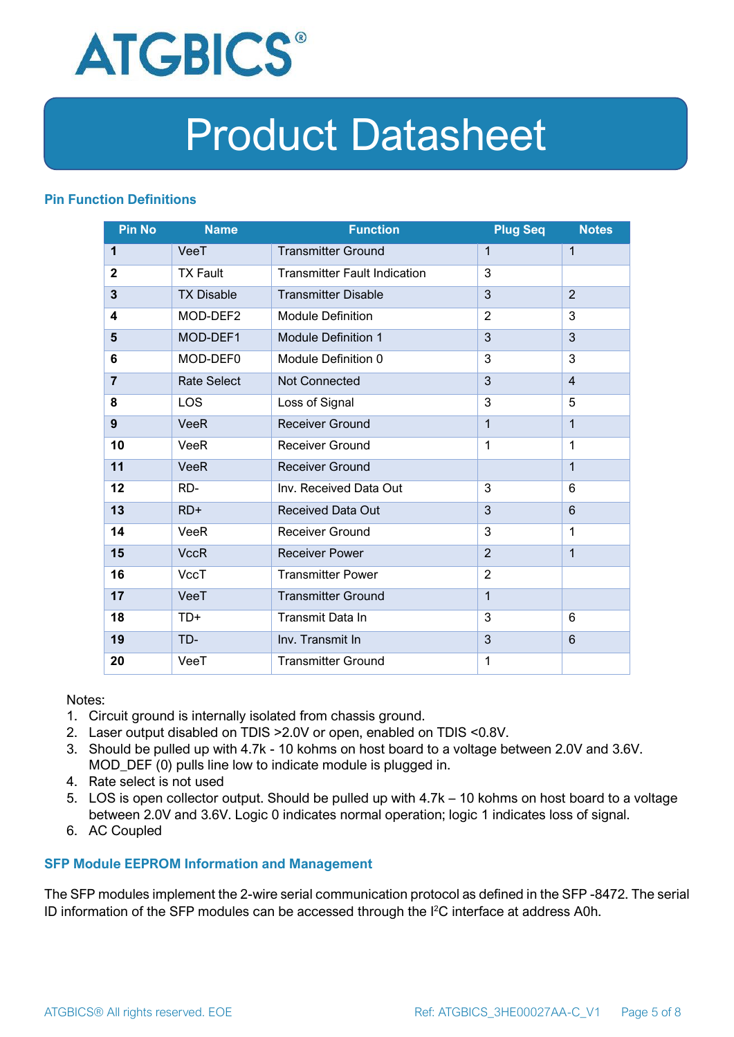## Pin Function Definitions

| Pin No | Name | Function | Plug Seq | Notes |
|---|---|---|---|---|
| **1** | VeeT | Transmitter Ground | 1 | 1 |
| **2** | TX Fault | Transmitter Fault Indication | 3 | |
| **3** | TX Disable | Transmitter Disable | 3 | 2 |
| **4** | MOD-DEF2 | Module Definition | 2 | 3 |
| **5** | MOD-DEF1 | Module Definition 1 | 3 | 3 |
| **6** | MOD-DEF0 | Module Definition 0 | 3 | 3 |
| **7** | Rate Select | Not Connected | 3 | 4 |
| **8** | LOS | Loss of Signal | 3 | 5 |
| **9** | VeeR | Receiver Ground | 1 | 1 |
| **10** | VeeR | Receiver Ground | 1 | 1 |
| **11** | VeeR | Receiver Ground | | 1 |
| **12** | RD- | Inv. Received Data Out | 3 | 6 |
| **13** | RD+ | Received Data Out | 3 | 6 |
| **14** | VeeR | Receiver Ground | 3 | 1 |
| **15** | VccR | Receiver Power | 2 | 1 |
| **16** | VccT | Transmitter Power | 2 | |
| **17** | VeeT | Transmitter Ground | 1 | |
| **18** | TD+ | Transmit Data In | 3 | 6 |
| **19** | TD- | Inv. Transmit In | 3 | 6 |
| **20** | VeeT | Transmitter Ground | 1 | |

Notes:

1. Circuit ground is internally isolated from chassis ground.
2. Laser output disabled on TDIS >2.0V or open, enabled on TDIS <0.8V.
3. Should be pulled up with 4.7k - 10 kohms on host board to a voltage between 2.0V and 3.6V. MOD_DEF (0) pulls line low to indicate module is plugged in.
4. Rate select is not used
5. LOS is open collector output. Should be pulled up with 4.7k – 10 kohms on host board to a voltage between 2.0V and 3.6V. Logic 0 indicates normal operation; logic 1 indicates loss of signal.
6. AC Coupled

## SFP Module EEPROM Information and Management

The SFP modules implement the 2-wire serial communication protocol as defined in the SFP -8472. The serial ID information of the SFP modules can be accessed through the I$^2$C interface at address A0h.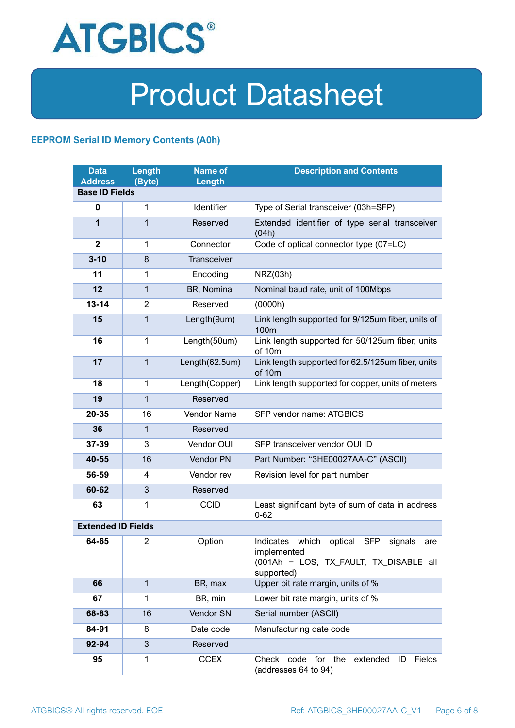## EEPROM Serial ID Memory Contents (A0h)

| Data Address | Length (Byte) | Name of Length | Description and Contents |
|---|---|---|---|
| **Base ID Fields** | | | |
| **0** | 1 | Identifier | Type of Serial transceiver (03h=SFP) |
| **1** | 1 | Reserved | Extended identifier of type serial transceiver (04h) |
| **2** | 1 | Connector | Code of optical connector type (07=LC) |
| **3-10** | 8 | Transceiver | |
| **11** | 1 | Encoding | NRZ(03h) |
| **12** | 1 | BR, Nominal | Nominal baud rate, unit of 100Mbps |
| **13-14** | 2 | Reserved | (0000h) |
| **15** | 1 | Length(9um) | Link length supported for 9/125um fiber, units of 100m |
| **16** | 1 | Length(50um) | Link length supported for 50/125um fiber, units of 10m |
| **17** | 1 | Length(62.5um) | Link length supported for 62.5/125um fiber, units of 10m |
| **18** | 1 | Length(Copper) | Link length supported for copper, units of meters |
| **19** | 1 | Reserved | |
| **20-35** | 16 | Vendor Name | SFP vendor name: ATGBICS |
| **36** | 1 | Reserved | |
| **37-39** | 3 | Vendor OUI | SFP transceiver vendor OUI ID |
| **40-55** | 16 | Vendor PN | Part Number: “3HE00027AA-C” (ASCII) |
| **56-59** | 4 | Vendor rev | Revision level for part number |
| **60-62** | 3 | Reserved | |
| **63** | 1 | CCID | Least significant byte of sum of data in address 0-62 |
| **Extended ID Fields** | | | |
| **64-65** | 2 | Option | Indicates which optical SFP signals are implemented (001Ah = LOS, TX_FAULT, TX_DISABLE all supported) |
| **66** | 1 | BR, max | Upper bit rate margin, units of % |
| **67** | 1 | BR, min | Lower bit rate margin, units of % |
| **68-83** | 16 | Vendor SN | Serial number (ASCII) |
| **84-91** | 8 | Date code | Manufacturing date code |
| **92-94** | 3 | Reserved | |
| **95** | 1 | CCEX | Check code for the extended ID Fields (addresses 64 to 94) |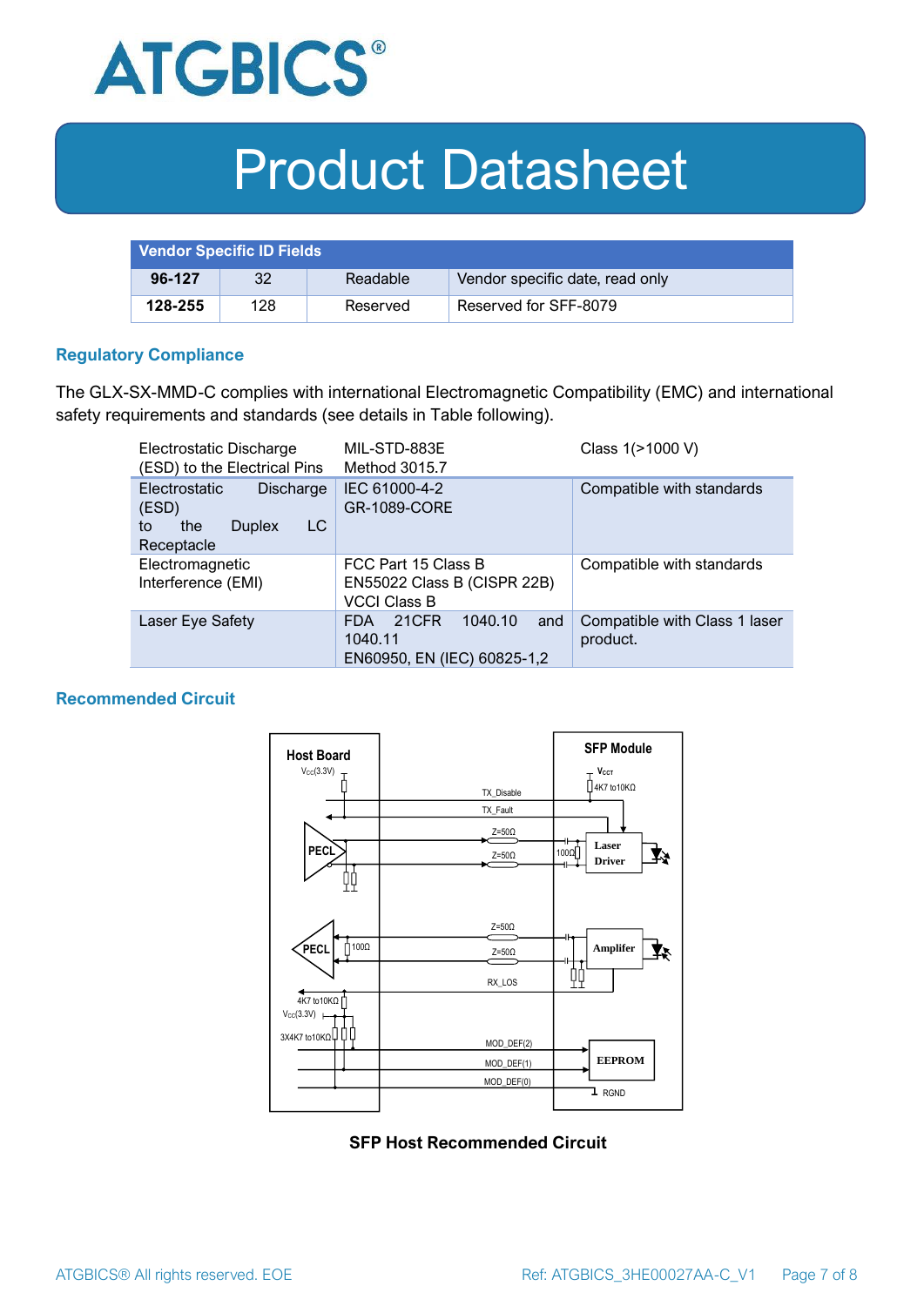| Vendor Specific ID Fields | | | |
|---|---|---|---|
| **96-127** | 32 | Readable | Vendor specific date, read only |
| **128-255** | 128 | Reserved | Reserved for SFF-8079 |

## Regulatory Compliance

The GLX-SX-MMD-C complies with international Electromagnetic Compatibility (EMC) and international safety requirements and standards (see details in Table following).

| | | |
|---|---|---|
| Electrostatic Discharge (ESD) to the Electrical Pins | MIL-STD-883E Method 3015.7 | Class 1(>1000 V) |
| Electrostatic Discharge (ESD) to the Duplex LC Receptacle | IEC 61000-4-2 GR-1089-CORE | Compatible with standards |
| Electromagnetic Interference (EMI) | FCC Part 15 Class B EN55022 Class B (CISPR 22B) VCCI Class B | Compatible with standards |
| Laser Eye Safety | FDA 21CFR 1040.10 and 1040.11 EN60950, EN (IEC) 60825-1,2 | Compatible with Class 1 laser product. |

## Recommended Circuit

**SFP Host Recommended Circuit**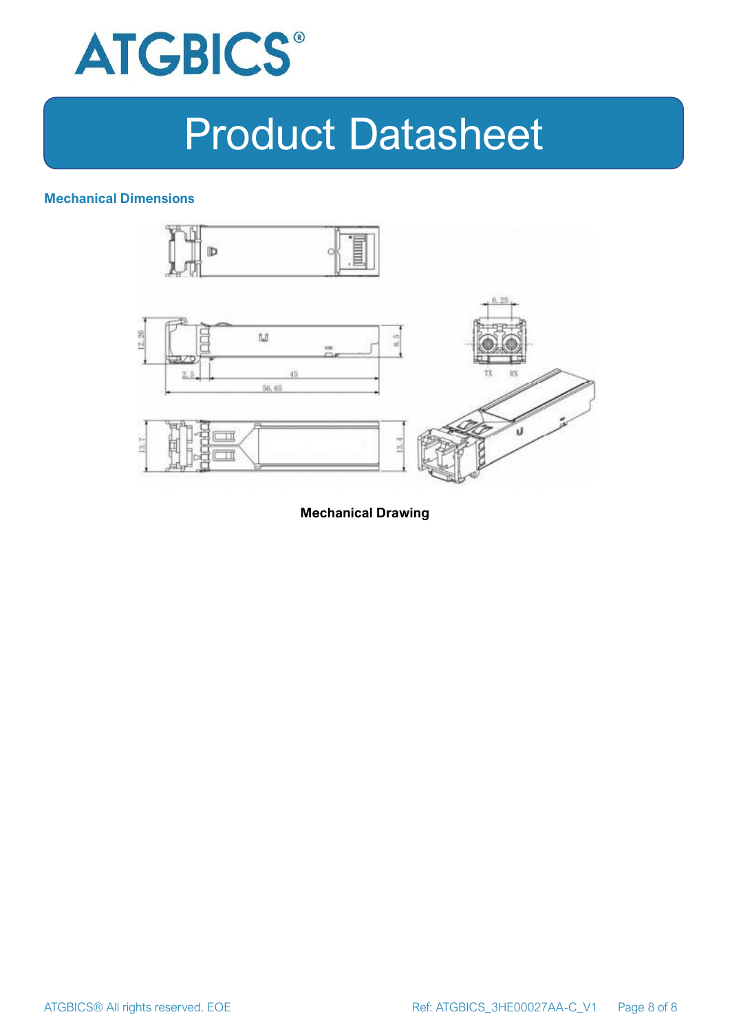## Mechanical Dimensions

6.25

12.26

8.5

2.5

45

56.65

TX

RX

13.7

13.4

**Mechanical Drawing**